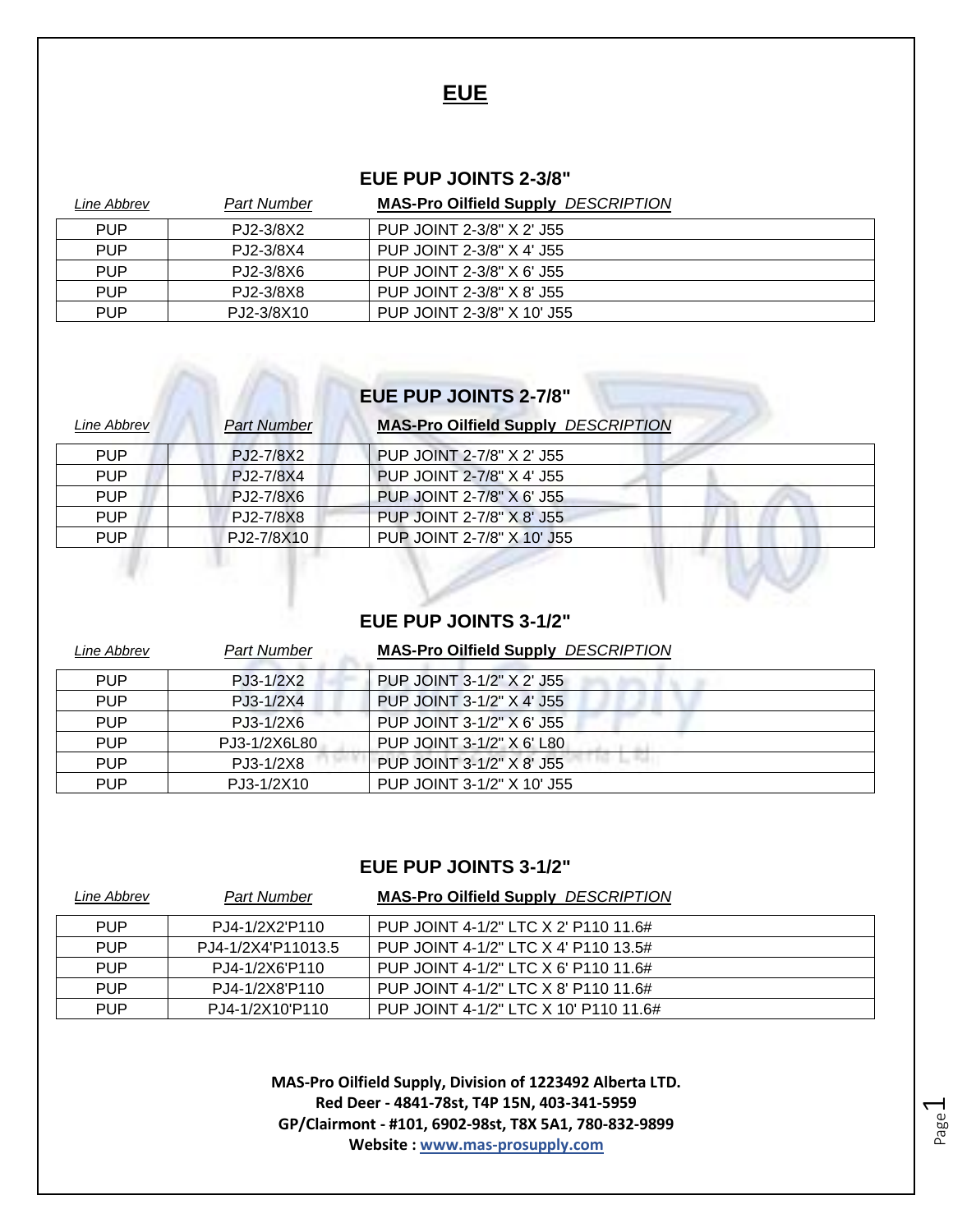# EUE

## EUE PUP JOINTS 2-3/8"

| *Line Abbrev* | *Part Number* | **MAS-Pro Oilfield Supply** *DESCRIPTION* |
|---|---|---|
| PUP | PJ2-3/8X2 | PUP JOINT 2-3/8" X 2' J55 |
| PUP | PJ2-3/8X4 | PUP JOINT 2-3/8" X 4' J55 |
| PUP | PJ2-3/8X6 | PUP JOINT 2-3/8" X 6' J55 |
| PUP | PJ2-3/8X8 | PUP JOINT 2-3/8" X 8' J55 |
| PUP | PJ2-3/8X10 | PUP JOINT 2-3/8" X 10' J55 |

## EUE PUP JOINTS 2-7/8"

| *Line Abbrev* | *Part Number* | **MAS-Pro Oilfield Supply** *DESCRIPTION* |
|---|---|---|
| PUP | PJ2-7/8X2 | PUP JOINT 2-7/8" X 2' J55 |
| PUP | PJ2-7/8X4 | PUP JOINT 2-7/8" X 4' J55 |
| PUP | PJ2-7/8X6 | PUP JOINT 2-7/8" X 6' J55 |
| PUP | PJ2-7/8X8 | PUP JOINT 2-7/8" X 8' J55 |
| PUP | PJ2-7/8X10 | PUP JOINT 2-7/8" X 10' J55 |

## EUE PUP JOINTS 3-1/2"

| *Line Abbrev* | *Part Number* | **MAS-Pro Oilfield Supply** *DESCRIPTION* |
|---|---|---|
| PUP | PJ3-1/2X2 | PUP JOINT 3-1/2" X 2' J55 |
| PUP | PJ3-1/2X4 | PUP JOINT 3-1/2" X 4' J55 |
| PUP | PJ3-1/2X6 | PUP JOINT 3-1/2" X 6' J55 |
| PUP | PJ3-1/2X6L80 | PUP JOINT 3-1/2" X 6' L80 |
| PUP | PJ3-1/2X8 | PUP JOINT 3-1/2" X 8' J55 |
| PUP | PJ3-1/2X10 | PUP JOINT 3-1/2" X 10' J55 |

## EUE PUP JOINTS 3-1/2"

| *Line Abbrev* | *Part Number* | **MAS-Pro Oilfield Supply** *DESCRIPTION* |
|---|---|---|
| PUP | PJ4-1/2X2'P110 | PUP JOINT 4-1/2" LTC X 2' P110 11.6# |
| PUP | PJ4-1/2X4'P11013.5 | PUP JOINT 4-1/2" LTC X 4' P110 13.5# |
| PUP | PJ4-1/2X6'P110 | PUP JOINT 4-1/2" LTC X 6' P110 11.6# |
| PUP | PJ4-1/2X8'P110 | PUP JOINT 4-1/2" LTC X 8' P110 11.6# |
| PUP | PJ4-1/2X10'P110 | PUP JOINT 4-1/2" LTC X 10' P110 11.6# |

**MAS-Pro Oilfield Supply, Division of 1223492 Alberta LTD.**
**Red Deer - 4841-78st, T4P 15N, 403-341-5959**
**GP/Clairmont - #101, 6902-98st, T8X 5A1, 780-832-9899**
**Website : [www.mas-prosupply.com](http://www.mas-prosupply.com)**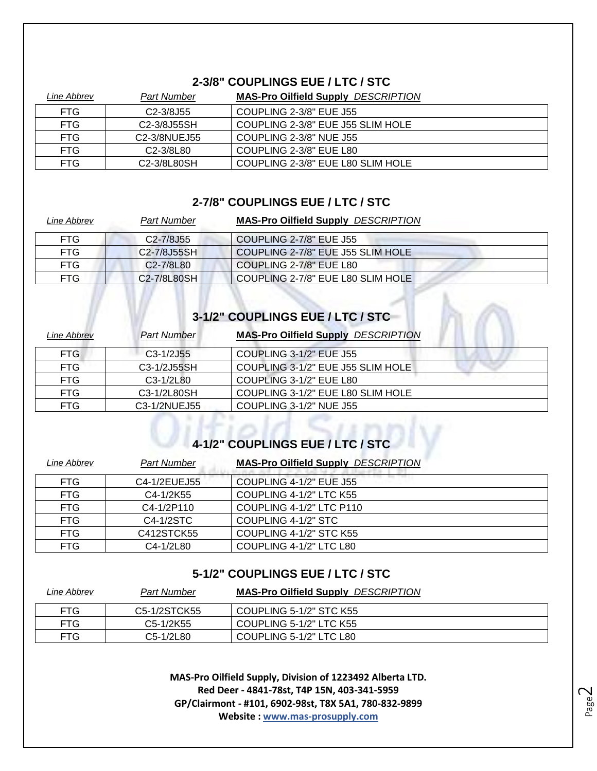## 2-3/8" COUPLINGS EUE / LTC / STC

| *Line Abbrev* | *Part Number* | **MAS-Pro Oilfield Supply** *DESCRIPTION* |
|---|---|---|
| FTG | C2-3/8J55 | COUPLING 2-3/8" EUE J55 |
| FTG | C2-3/8J55SH | COUPLING 2-3/8" EUE J55 SLIM HOLE |
| FTG | C2-3/8NUEJ55 | COUPLING 2-3/8" NUE J55 |
| FTG | C2-3/8L80 | COUPLING 2-3/8" EUE L80 |
| FTG | C2-3/8L80SH | COUPLING 2-3/8" EUE L80 SLIM HOLE |

## 2-7/8" COUPLINGS EUE / LTC / STC

| *Line Abbrev* | *Part Number* | **MAS-Pro Oilfield Supply** *DESCRIPTION* |
|---|---|---|
| FTG | C2-7/8J55 | COUPLING 2-7/8" EUE J55 |
| FTG | C2-7/8J55SH | COUPLING 2-7/8" EUE J55 SLIM HOLE |
| FTG | C2-7/8L80 | COUPLING 2-7/8" EUE L80 |
| FTG | C2-7/8L80SH | COUPLING 2-7/8" EUE L80 SLIM HOLE |

## 3-1/2" COUPLINGS EUE / LTC / STC

| *Line Abbrev* | *Part Number* | **MAS-Pro Oilfield Supply** *DESCRIPTION* |
|---|---|---|
| FTG | C3-1/2J55 | COUPLING 3-1/2" EUE J55 |
| FTG | C3-1/2J55SH | COUPLING 3-1/2" EUE J55 SLIM HOLE |
| FTG | C3-1/2L80 | COUPLING 3-1/2" EUE L80 |
| FTG | C3-1/2L80SH | COUPLING 3-1/2" EUE L80 SLIM HOLE |
| FTG | C3-1/2NUEJ55 | COUPLING 3-1/2" NUE J55 |

## 4-1/2" COUPLINGS EUE / LTC / STC

| *Line Abbrev* | *Part Number* | **MAS-Pro Oilfield Supply** *DESCRIPTION* |
|---|---|---|
| FTG | C4-1/2EUEJ55 | COUPLING 4-1/2" EUE J55 |
| FTG | C4-1/2K55 | COUPLING 4-1/2" LTC K55 |
| FTG | C4-1/2P110 | COUPLING 4-1/2" LTC P110 |
| FTG | C4-1/2STC | COUPLING 4-1/2" STC |
| FTG | C412STCK55 | COUPLING 4-1/2" STC K55 |
| FTG | C4-1/2L80 | COUPLING 4-1/2" LTC L80 |

## 5-1/2" COUPLINGS EUE / LTC / STC

| *Line Abbrev* | *Part Number* | **MAS-Pro Oilfield Supply** *DESCRIPTION* |
|---|---|---|
| FTG | C5-1/2STCK55 | COUPLING 5-1/2" STC K55 |
| FTG | C5-1/2K55 | COUPLING 5-1/2" LTC K55 |
| FTG | C5-1/2L80 | COUPLING 5-1/2" LTC L80 |

**MAS-Pro Oilfield Supply, Division of 1223492 Alberta LTD.**
**Red Deer - 4841-78st, T4P 15N, 403-341-5959**
**GP/Clairmont - #101, 6902-98st, T8X 5A1, 780-832-9899**
**Website : www.mas-prosupply.com**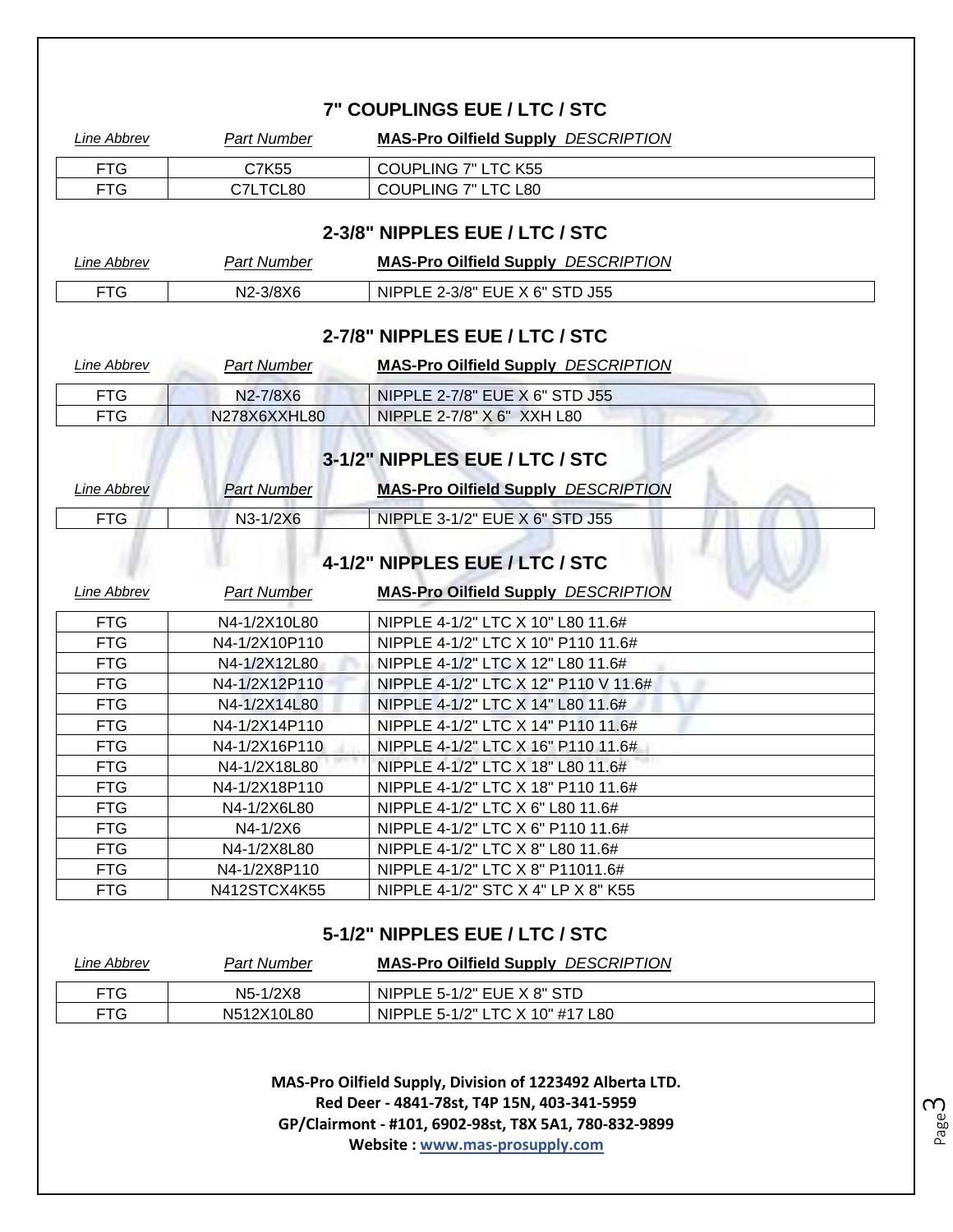## 7" COUPLINGS EUE / LTC / STC

| *Line Abbrev* | *Part Number* | **MAS-Pro Oilfield Supply** *DESCRIPTION* |
|---|---|---|
| FTG | C7K55 | COUPLING 7" LTC K55 |
| FTG | C7LTCL80 | COUPLING 7" LTC L80 |

## 2-3/8" NIPPLES EUE / LTC / STC

| *Line Abbrev* | *Part Number* | **MAS-Pro Oilfield Supply** *DESCRIPTION* |
|---|---|---|
| FTG | N2-3/8X6 | NIPPLE 2-3/8" EUE X 6" STD J55 |

## 2-7/8" NIPPLES EUE / LTC / STC

| *Line Abbrev* | *Part Number* | **MAS-Pro Oilfield Supply** *DESCRIPTION* |
|---|---|---|
| FTG | N2-7/8X6 | NIPPLE 2-7/8" EUE X 6" STD J55 |
| FTG | N278X6XXHL80 | NIPPLE 2-7/8" X 6" XXH L80 |

## 3-1/2" NIPPLES EUE / LTC / STC

| *Line Abbrev* | *Part Number* | **MAS-Pro Oilfield Supply** *DESCRIPTION* |
|---|---|---|
| FTG | N3-1/2X6 | NIPPLE 3-1/2" EUE X 6" STD J55 |

## 4-1/2" NIPPLES EUE / LTC / STC

| *Line Abbrev* | *Part Number* | **MAS-Pro Oilfield Supply** *DESCRIPTION* |
|---|---|---|
| FTG | N4-1/2X10L80 | NIPPLE 4-1/2" LTC X 10" L80 11.6# |
| FTG | N4-1/2X10P110 | NIPPLE 4-1/2" LTC X 10" P110 11.6# |
| FTG | N4-1/2X12L80 | NIPPLE 4-1/2" LTC X 12" L80 11.6# |
| FTG | N4-1/2X12P110 | NIPPLE 4-1/2" LTC X 12" P110 V 11.6# |
| FTG | N4-1/2X14L80 | NIPPLE 4-1/2" LTC X 14" L80 11.6# |
| FTG | N4-1/2X14P110 | NIPPLE 4-1/2" LTC X 14" P110 11.6# |
| FTG | N4-1/2X16P110 | NIPPLE 4-1/2" LTC X 16" P110 11.6# |
| FTG | N4-1/2X18L80 | NIPPLE 4-1/2" LTC X 18" L80 11.6# |
| FTG | N4-1/2X18P110 | NIPPLE 4-1/2" LTC X 18" P110 11.6# |
| FTG | N4-1/2X6L80 | NIPPLE 4-1/2" LTC X 6" L80 11.6# |
| FTG | N4-1/2X6 | NIPPLE 4-1/2" LTC X 6" P110 11.6# |
| FTG | N4-1/2X8L80 | NIPPLE 4-1/2" LTC X 8" L80 11.6# |
| FTG | N4-1/2X8P110 | NIPPLE 4-1/2" LTC X 8" P11011.6# |
| FTG | N412STCX4K55 | NIPPLE 4-1/2" STC X 4" LP X 8" K55 |

## 5-1/2" NIPPLES EUE / LTC / STC

| *Line Abbrev* | *Part Number* | **MAS-Pro Oilfield Supply** *DESCRIPTION* |
|---|---|---|
| FTG | N5-1/2X8 | NIPPLE 5-1/2" EUE X 8" STD |
| FTG | N512X10L80 | NIPPLE 5-1/2" LTC X 10" #17 L80 |

**MAS-Pro Oilfield Supply, Division of 1223492 Alberta LTD.**
**Red Deer - 4841-78st, T4P 15N, 403-341-5959**
**GP/Clairmont - #101, 6902-98st, T8X 5A1, 780-832-9899**
**Website : www.mas-prosupply.com**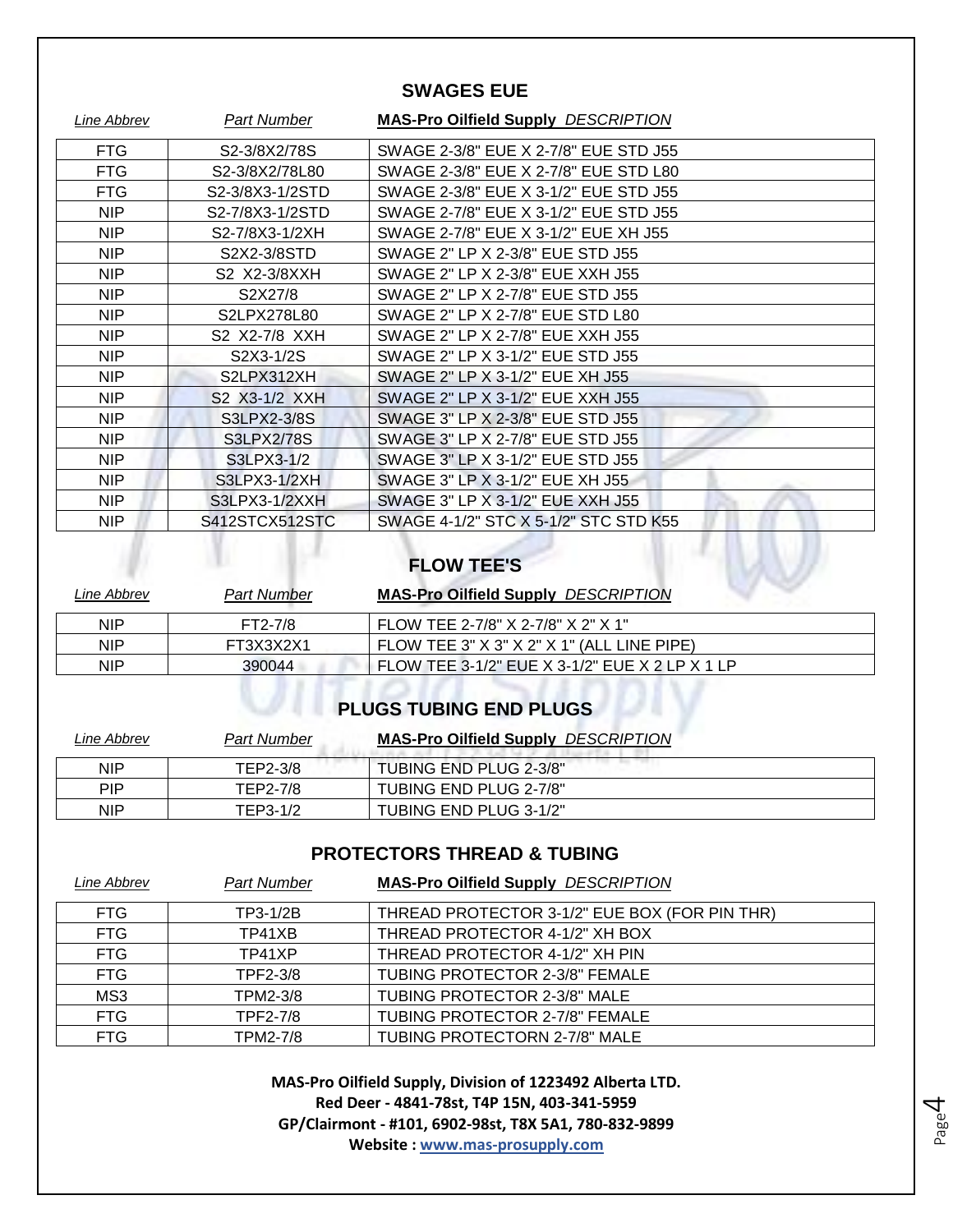## SWAGES EUE

| Line Abbrev | Part Number | MAS-Pro Oilfield Supply DESCRIPTION |
|---|---|---|
| FTG | S2-3/8X2/78S | SWAGE 2-3/8" EUE X 2-7/8" EUE STD J55 |
| FTG | S2-3/8X2/78L80 | SWAGE 2-3/8" EUE X 2-7/8" EUE STD L80 |
| FTG | S2-3/8X3-1/2STD | SWAGE 2-3/8" EUE X 3-1/2" EUE STD J55 |
| NIP | S2-7/8X3-1/2STD | SWAGE 2-7/8" EUE X 3-1/2" EUE STD J55 |
| NIP | S2-7/8X3-1/2XH | SWAGE 2-7/8" EUE X 3-1/2" EUE XH J55 |
| NIP | S2X2-3/8STD | SWAGE 2" LP X 2-3/8" EUE STD J55 |
| NIP | S2 X2-3/8XXH | SWAGE 2" LP X 2-3/8" EUE XXH J55 |
| NIP | S2X27/8 | SWAGE 2" LP X 2-7/8" EUE STD J55 |
| NIP | S2LPX278L80 | SWAGE 2" LP X 2-7/8" EUE STD L80 |
| NIP | S2 X2-7/8 XXH | SWAGE 2" LP X 2-7/8" EUE XXH J55 |
| NIP | S2X3-1/2S | SWAGE 2" LP X 3-1/2" EUE STD J55 |
| NIP | S2LPX312XH | SWAGE 2" LP X 3-1/2" EUE XH J55 |
| NIP | S2 X3-1/2 XXH | SWAGE 2" LP X 3-1/2" EUE XXH J55 |
| NIP | S3LPX2-3/8S | SWAGE 3" LP X 2-3/8" EUE STD J55 |
| NIP | S3LPX2/78S | SWAGE 3" LP X 2-7/8" EUE STD J55 |
| NIP | S3LPX3-1/2 | SWAGE 3" LP X 3-1/2" EUE STD J55 |
| NIP | S3LPX3-1/2XH | SWAGE 3" LP X 3-1/2" EUE XH J55 |
| NIP | S3LPX3-1/2XXH | SWAGE 3" LP X 3-1/2" EUE XXH J55 |
| NIP | S412STCX512STC | SWAGE 4-1/2" STC X 5-1/2" STC STD K55 |

## FLOW TEE'S

| Line Abbrev | Part Number | MAS-Pro Oilfield Supply DESCRIPTION |
|---|---|---|
| NIP | FT2-7/8 | FLOW TEE 2-7/8" X 2-7/8" X 2" X 1" |
| NIP | FT3X3X2X1 | FLOW TEE 3" X 3" X 2" X 1" (ALL LINE PIPE) |
| NIP | 390044 | FLOW TEE 3-1/2" EUE X 3-1/2" EUE X 2 LP X 1 LP |

## PLUGS TUBING END PLUGS

| Line Abbrev | Part Number | MAS-Pro Oilfield Supply DESCRIPTION |
|---|---|---|
| NIP | TEP2-3/8 | TUBING END PLUG 2-3/8" |
| PIP | TEP2-7/8 | TUBING END PLUG 2-7/8" |
| NIP | TEP3-1/2 | TUBING END PLUG 3-1/2" |

## PROTECTORS THREAD & TUBING

| Line Abbrev | Part Number | MAS-Pro Oilfield Supply DESCRIPTION |
|---|---|---|
| FTG | TP3-1/2B | THREAD PROTECTOR 3-1/2" EUE BOX (FOR PIN THR) |
| FTG | TP41XB | THREAD PROTECTOR 4-1/2" XH BOX |
| FTG | TP41XP | THREAD PROTECTOR 4-1/2" XH PIN |
| FTG | TPF2-3/8 | TUBING PROTECTOR 2-3/8" FEMALE |
| MS3 | TPM2-3/8 | TUBING PROTECTOR 2-3/8" MALE |
| FTG | TPF2-7/8 | TUBING PROTECTOR 2-7/8" FEMALE |
| FTG | TPM2-7/8 | TUBING PROTECTORN 2-7/8" MALE |

**MAS-Pro Oilfield Supply, Division of 1223492 Alberta LTD.**
**Red Deer - 4841-78st, T4P 15N, 403-341-5959**
**GP/Clairmont - #101, 6902-98st, T8X 5A1, 780-832-9899**
**Website : www.mas-prosupply.com**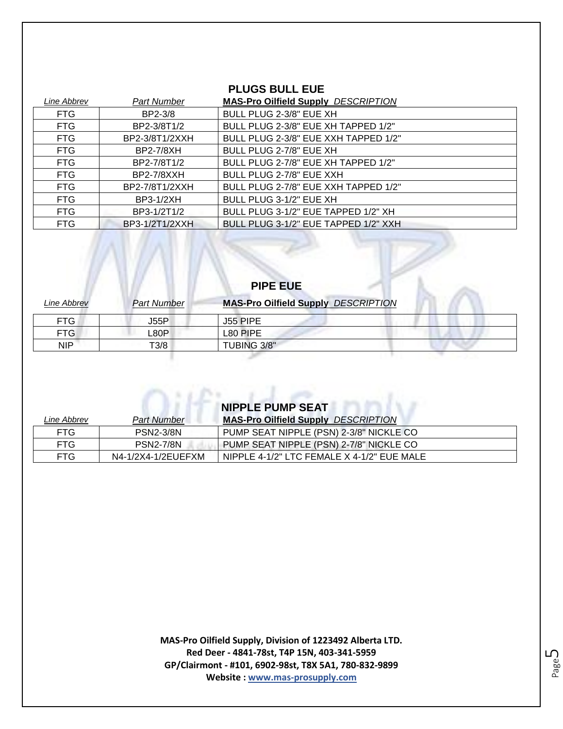## PLUGS BULL EUE

| *Line Abbrev* | *Part Number* | **MAS-Pro Oilfield Supply** *DESCRIPTION* |
|---|---|---|
| FTG | BP2-3/8 | BULL PLUG 2-3/8" EUE XH |
| FTG | BP2-3/8T1/2 | BULL PLUG 2-3/8" EUE XH TAPPED 1/2" |
| FTG | BP2-3/8T1/2XXH | BULL PLUG 2-3/8" EUE XXH TAPPED 1/2" |
| FTG | BP2-7/8XH | BULL PLUG 2-7/8" EUE XH |
| FTG | BP2-7/8T1/2 | BULL PLUG 2-7/8" EUE XH TAPPED 1/2" |
| FTG | BP2-7/8XXH | BULL PLUG 2-7/8" EUE XXH |
| FTG | BP2-7/8T1/2XXH | BULL PLUG 2-7/8" EUE XXH TAPPED 1/2" |
| FTG | BP3-1/2XH | BULL PLUG 3-1/2" EUE XH |
| FTG | BP3-1/2T1/2 | BULL PLUG 3-1/2" EUE TAPPED 1/2" XH |
| FTG | BP3-1/2T1/2XXH | BULL PLUG 3-1/2" EUE TAPPED 1/2" XXH |

## PIPE EUE

| *Line Abbrev* | *Part Number* | **MAS-Pro Oilfield Supply** *DESCRIPTION* |
|---|---|---|
| FTG | J55P | J55 PIPE |
| FTG | L80P | L80 PIPE |
| NIP | T3/8 | TUBING 3/8" |

## NIPPLE PUMP SEAT

| *Line Abbrev* | *Part Number* | **MAS-Pro Oilfield Supply** *DESCRIPTION* |
|---|---|---|
| FTG | PSN2-3/8N | PUMP SEAT NIPPLE (PSN) 2-3/8" NICKLE CO |
| FTG | PSN2-7/8N | PUMP SEAT NIPPLE (PSN) 2-7/8" NICKLE CO |
| FTG | N4-1/2X4-1/2EUEFXM | NIPPLE 4-1/2" LTC FEMALE X 4-1/2" EUE MALE |

**MAS-Pro Oilfield Supply, Division of 1223492 Alberta LTD.**
**Red Deer - 4841-78st, T4P 15N, 403-341-5959**
**GP/Clairmont - #101, 6902-98st, T8X 5A1, 780-832-9899**
**Website : www.mas-prosupply.com**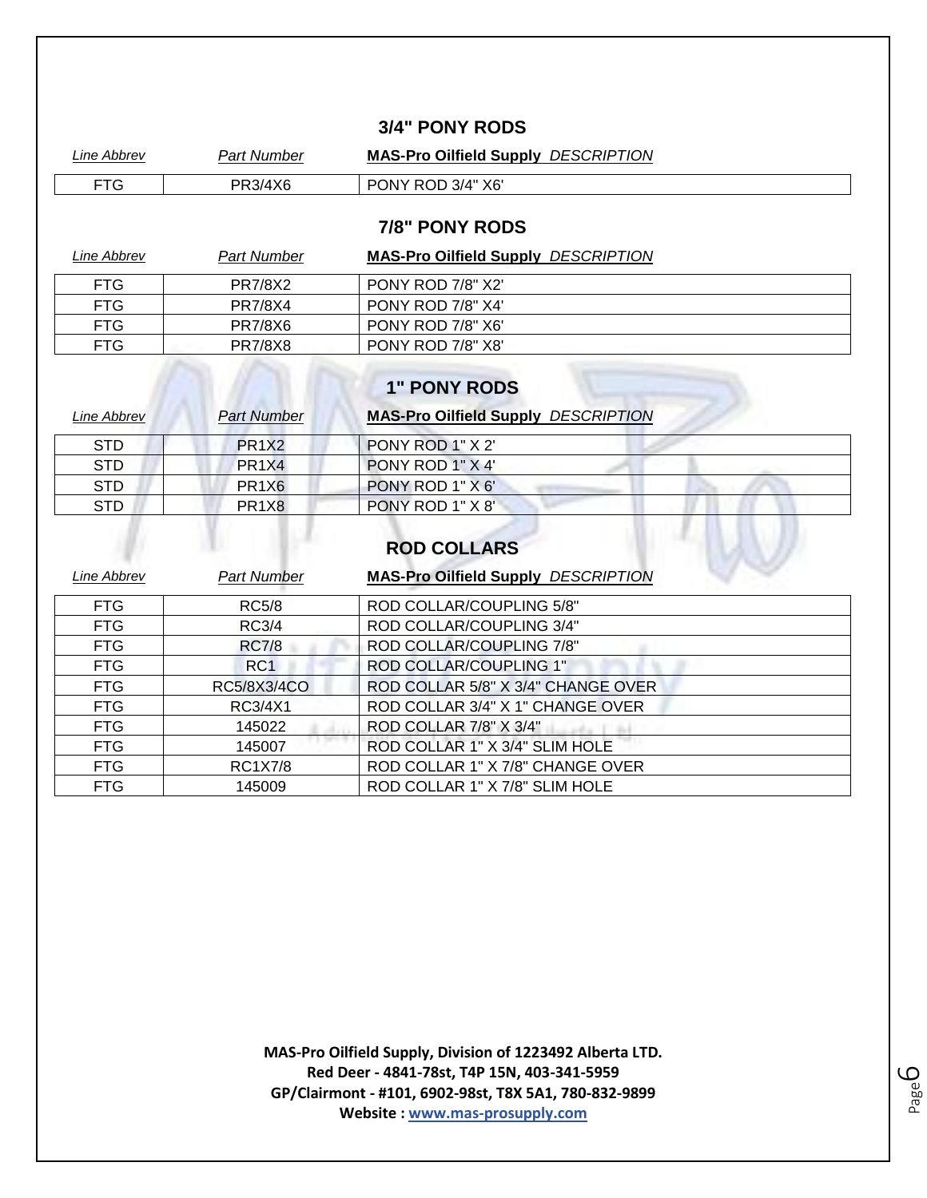## 3/4" PONY RODS

| *Line Abbrev* | *Part Number* | **MAS-Pro Oilfield Supply** *DESCRIPTION* |
|---|---|---|
| FTG | PR3/4X6 | PONY ROD 3/4" X6' |

## 7/8" PONY RODS

| *Line Abbrev* | *Part Number* | **MAS-Pro Oilfield Supply** *DESCRIPTION* |
|---|---|---|
| FTG | PR7/8X2 | PONY ROD 7/8" X2' |
| FTG | PR7/8X4 | PONY ROD 7/8" X4' |
| FTG | PR7/8X6 | PONY ROD 7/8" X6' |
| FTG | PR7/8X8 | PONY ROD 7/8" X8' |

## 1" PONY RODS

| *Line Abbrev* | *Part Number* | **MAS-Pro Oilfield Supply** *DESCRIPTION* |
|---|---|---|
| STD | PR1X2 | PONY ROD 1" X 2' |
| STD | PR1X4 | PONY ROD 1" X 4' |
| STD | PR1X6 | PONY ROD 1" X 6' |
| STD | PR1X8 | PONY ROD 1" X 8' |

## ROD COLLARS

| *Line Abbrev* | *Part Number* | **MAS-Pro Oilfield Supply** *DESCRIPTION* |
|---|---|---|
| FTG | RC5/8 | ROD COLLAR/COUPLING 5/8" |
| FTG | RC3/4 | ROD COLLAR/COUPLING 3/4" |
| FTG | RC7/8 | ROD COLLAR/COUPLING 7/8" |
| FTG | RC1 | ROD COLLAR/COUPLING 1" |
| FTG | RC5/8X3/4CO | ROD COLLAR 5/8" X 3/4" CHANGE OVER |
| FTG | RC3/4X1 | ROD COLLAR 3/4" X 1" CHANGE OVER |
| FTG | 145022 | ROD COLLAR 7/8" X 3/4" |
| FTG | 145007 | ROD COLLAR 1" X 3/4" SLIM HOLE |
| FTG | RC1X7/8 | ROD COLLAR 1" X 7/8" CHANGE OVER |
| FTG | 145009 | ROD COLLAR 1" X 7/8" SLIM HOLE |

**MAS-Pro Oilfield Supply, Division of 1223492 Alberta LTD.**
**Red Deer - 4841-78st, T4P 15N, 403-341-5959**
**GP/Clairmont - #101, 6902-98st, T8X 5A1, 780-832-9899**
**Website : www.mas-prosupply.com**